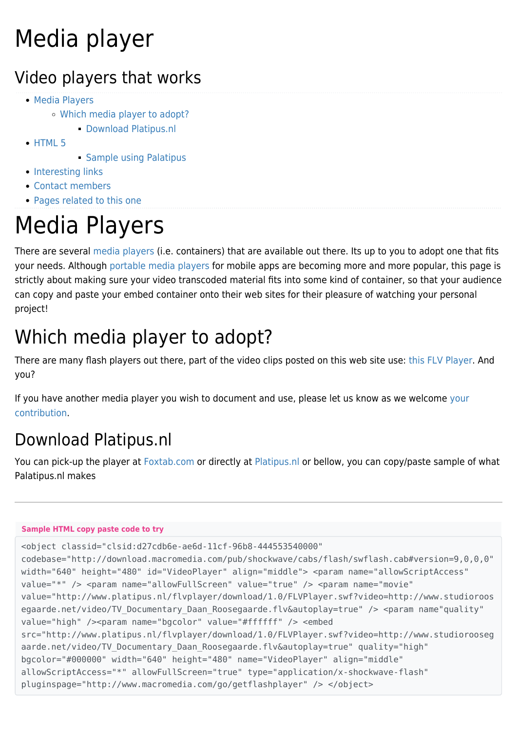# Media player

## Video players that works

- Media Players
  - Which media player to adopt?
    - Download Platipus.nl
- HTML 5
    - Sample using Palatipus
- Interesting links
- Contact members
- Pages related to this one

# Media Players

There are several media players (i.e. containers) that are available out there. Its up to you to adopt one that fits your needs. Although portable media players for mobile apps are becoming more and more popular, this page is strictly about making sure your video transcoded material fits into some kind of container, so that your audience can copy and paste your embed container onto their web sites for their pleasure of watching your personal project!

## Which media player to adopt?

There are many flash players out there, part of the video clips posted on this web site use: this FLV Player. And you?

If you have another media player you wish to document and use, please let us know as we welcome your contribution.

### Download Platipus.nl

You can pick-up the player at Foxtab.com or directly at Platipus.nl or bellow, you can copy/paste sample of what Palatipus.nl makes

---

**Sample HTML copy paste code to try**

```
<object classid="clsid:d27cdb6e-ae6d-11cf-96b8-444553540000" codebase="http://download.macromedia.com/pub/shockwave/cabs/flash/swflash.cab#version=9,0,0,0" width="640" height="480" id="VideoPlayer" align="middle"> <param name="allowScriptAccess" value="*" /> <param name="allowFullScreen" value="true" /> <param name="movie" value="http://www.platipus.nl/flvplayer/download/1.0/FLVPlayer.swf?video=http://www.studioroosegaarde.net/video/TV_Documentary_Daan_Roosegaarde.flv&autoplay=true" /> <param name"quality" value="high" /><param name="bgcolor" value="#ffffff" /> <embed src="http://www.platipus.nl/flvplayer/download/1.0/FLVPlayer.swf?video=http://www.studioroosegaarde.net/video/TV_Documentary_Daan_Roosegaarde.flv&autoplay=true" quality="high" bgcolor="#000000" width="640" height="480" name="VideoPlayer" align="middle" allowScriptAccess="*" allowFullScreen="true" type="application/x-shockwave-flash" pluginspage="http://www.macromedia.com/go/getflashplayer" /> </object>
```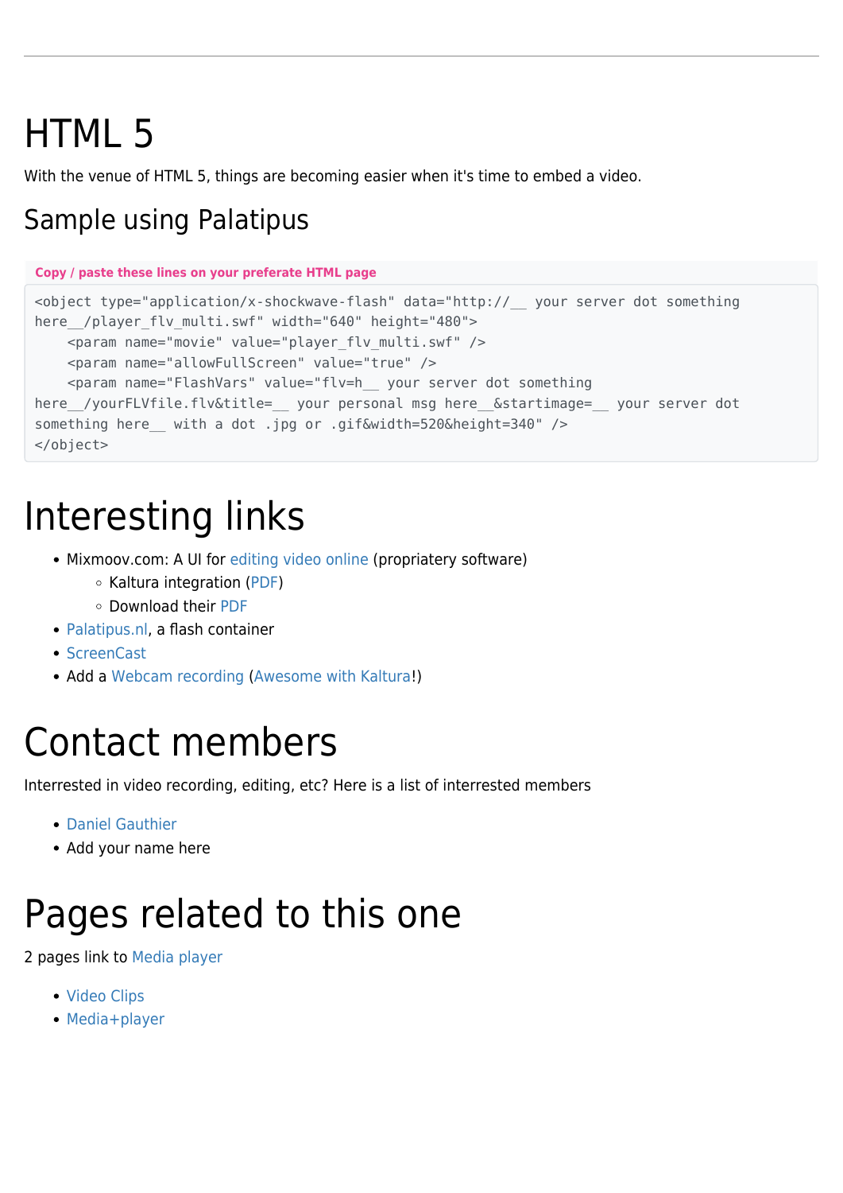# HTML 5

With the venue of HTML 5, things are becoming easier when it's time to embed a video.

## Sample using Palatipus

**Copy / paste these lines on your preferate HTML page**

```
<object type="application/x-shockwave-flash" data="http://__ your server dot something here__/player_flv_multi.swf" width="640" height="480">
    <param name="movie" value="player_flv_multi.swf" />
    <param name="allowFullScreen" value="true" />
    <param name="FlashVars" value="flv=h__ your server dot something here__/yourFLVfile.flv&title=__ your personal msg here__&startimage=__ your server dot something here__ with a dot .jpg or .gif&width=520&height=340" />
</object>
```

# Interesting links

- Mixmoov.com: A UI for editing video online (propriatery software)
  - Kaltura integration (PDF)
  - Download their PDF
- Palatipus.nl, a flash container
- ScreenCast
- Add a Webcam recording (Awesome with Kaltura!)

# Contact members

Interrested in video recording, editing, etc? Here is a list of interrested members

- Daniel Gauthier
- Add your name here

# Pages related to this one

2 pages link to Media player

- Video Clips
- Media+player